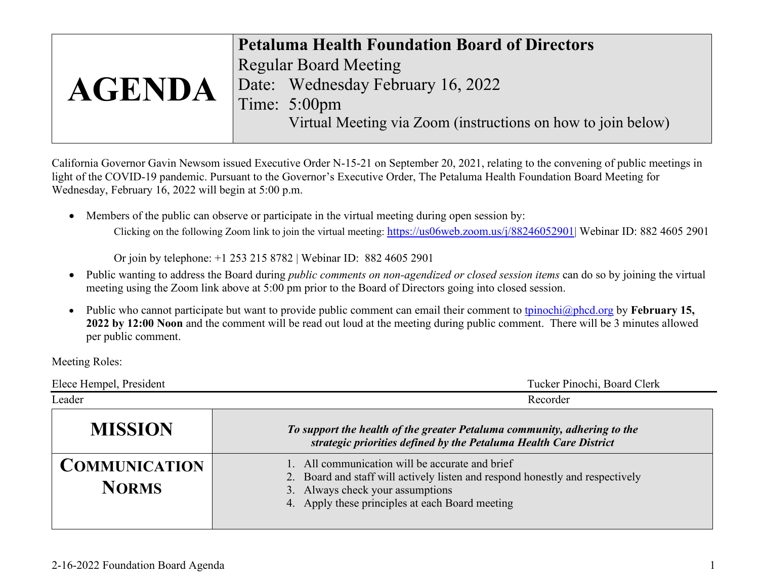| AGENDA | **Petaluma Health Foundation Board of Directors**<br>Regular Board Meeting<br>Date: Wednesday February 16, 2022<br>Time: 5:00pm<br>Virtual Meeting via Zoom (instructions on how to join below) |
|---|---|

California Governor Gavin Newsom issued Executive Order N-15-21 on September 20, 2021, relating to the convening of public meetings in light of the COVID-19 pandemic. Pursuant to the Governor's Executive Order, The Petaluma Health Foundation Board Meeting for Wednesday, February 16, 2022 will begin at 5:00 p.m.

- Members of the public can observe or participate in the virtual meeting during open session by:

  Clicking on the following Zoom link to join the virtual meeting: https://us06web.zoom.us/j/88246052901| Webinar ID: 882 4605 2901

  Or join by telephone: +1 253 215 8782 | Webinar ID: 882 4605 2901

- Public wanting to address the Board during *public comments on non-agendized or closed session items* can do so by joining the virtual meeting using the Zoom link above at 5:00 pm prior to the Board of Directors going into closed session.
- Public who cannot participate but want to provide public comment can email their comment to tpinochi@phcd.org by **February 15, 2022 by 12:00 Noon** and the comment will be read out loud at the meeting during public comment. There will be 3 minutes allowed per public comment.

Meeting Roles:

| Elece Hempel, President | Tucker Pinochi, Board Clerk |
|---|---|
| Leader | Recorder |

| **MISSION** | ***To support the health of the greater Petaluma community, adhering to the strategic priorities defined by the Petaluma Health Care District*** |
|---|---|
| **COMMUNICATION NORMS** | 1. All communication will be accurate and brief<br>2. Board and staff will actively listen and respond honestly and respectively<br>3. Always check your assumptions<br>4. Apply these principles at each Board meeting |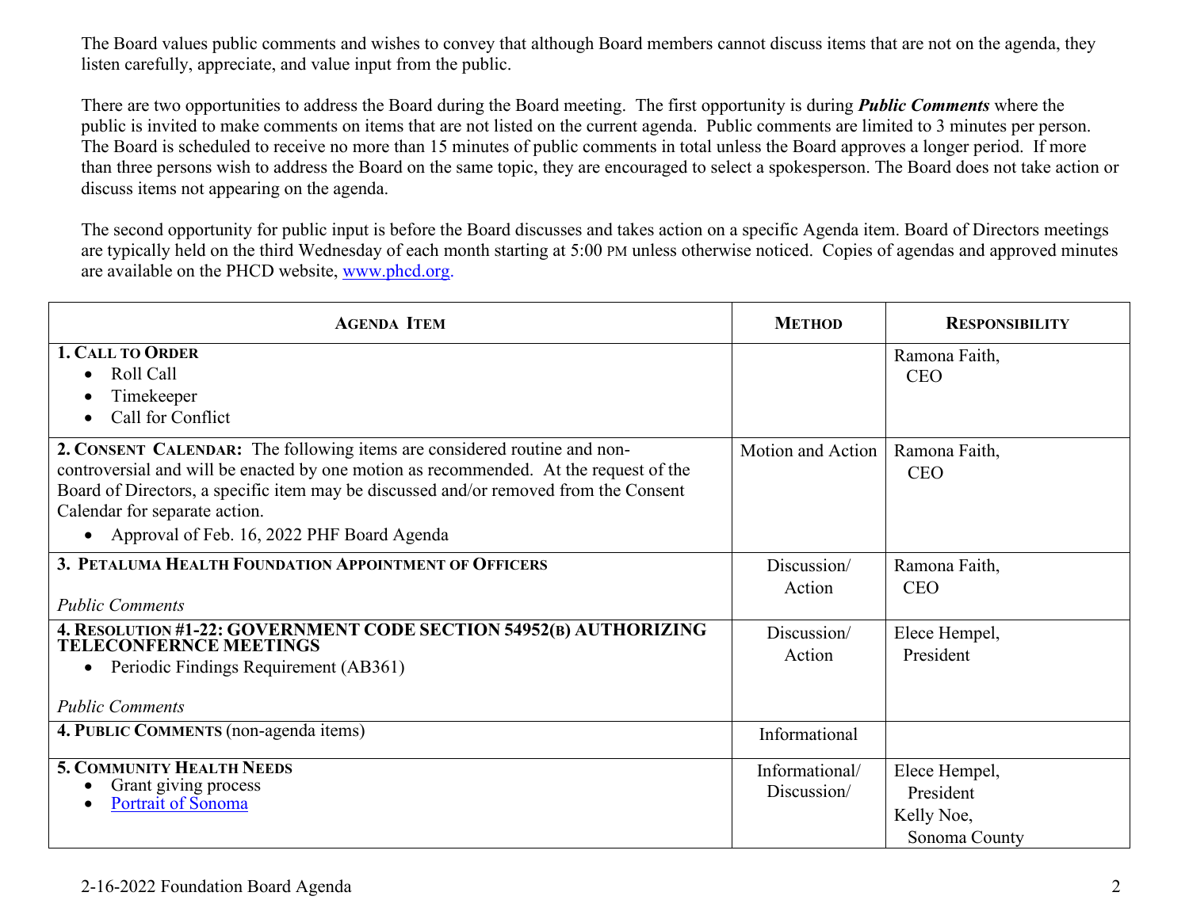The Board values public comments and wishes to convey that although Board members cannot discuss items that are not on the agenda, they listen carefully, appreciate, and value input from the public.

There are two opportunities to address the Board during the Board meeting. The first opportunity is during ***Public Comments*** where the public is invited to make comments on items that are not listed on the current agenda. Public comments are limited to 3 minutes per person. The Board is scheduled to receive no more than 15 minutes of public comments in total unless the Board approves a longer period. If more than three persons wish to address the Board on the same topic, they are encouraged to select a spokesperson. The Board does not take action or discuss items not appearing on the agenda.

The second opportunity for public input is before the Board discusses and takes action on a specific Agenda item. Board of Directors meetings are typically held on the third Wednesday of each month starting at 5:00 PM unless otherwise noticed. Copies of agendas and approved minutes are available on the PHCD website, [www.phcd.org](www.phcd.org).

| AGENDA ITEM | METHOD | RESPONSIBILITY |
|---|---|---|
| **1. CALL TO ORDER**<br>• Roll Call<br>• Timekeeper<br>• Call for Conflict | | Ramona Faith, CEO |
| **2. CONSENT CALENDAR:** The following items are considered routine and non-controversial and will be enacted by one motion as recommended. At the request of the Board of Directors, a specific item may be discussed and/or removed from the Consent Calendar for separate action.<br>• Approval of Feb. 16, 2022 PHF Board Agenda | Motion and Action | Ramona Faith, CEO |
| **3. PETALUMA HEALTH FOUNDATION APPOINTMENT OF OFFICERS**<br><br>*Public Comments* | Discussion/ Action | Ramona Faith, CEO |
| **4. RESOLUTION #1-22: GOVERNMENT CODE SECTION 54952(B) AUTHORIZING TELECONFERNCE MEETINGS**<br>• Periodic Findings Requirement (AB361)<br><br>*Public Comments* | Discussion/ Action | Elece Hempel, President |
| **4. PUBLIC COMMENTS** (non-agenda items) | Informational | |
| **5. COMMUNITY HEALTH NEEDS**<br>• Grant giving process<br>• Portrait of Sonoma | Informational/ Discussion/ | Elece Hempel, President<br>Kelly Noe, Sonoma County |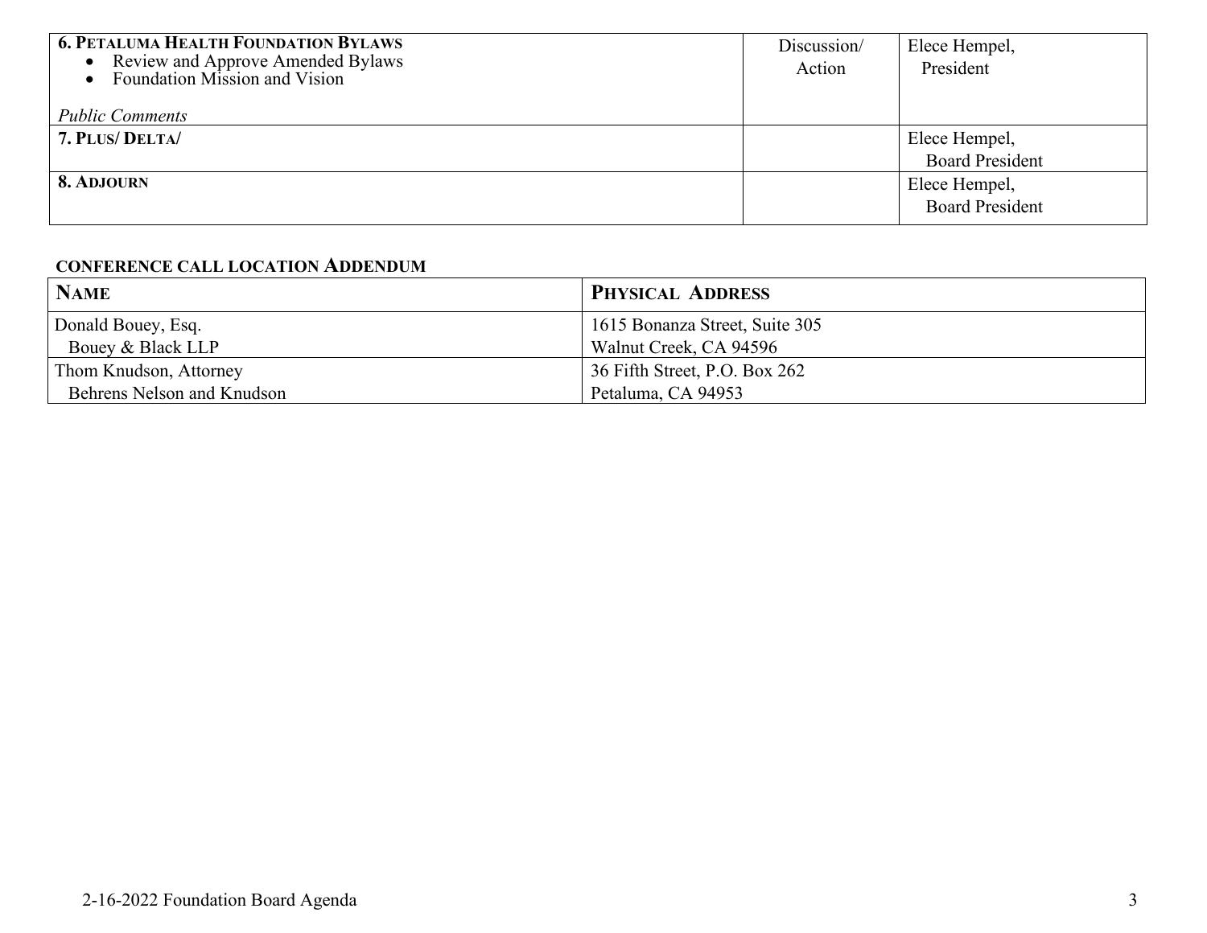| | | |
|---|---|---|
| **6. Petaluma Health Foundation Bylaws**<br>• Review and Approve Amended Bylaws<br>• Foundation Mission and Vision<br><br>*Public Comments* | Discussion/ Action | Elece Hempel, President |
| **7. Plus/ Delta/** | | Elece Hempel, Board President |
| **8. Adjourn** | | Elece Hempel, Board President |

**CONFERENCE CALL LOCATION ADDENDUM**

| **Name** | **Physical Address** |
|---|---|
| Donald Bouey, Esq.<br>Bouey & Black LLP | 1615 Bonanza Street, Suite 305<br>Walnut Creek, CA 94596 |
| Thom Knudson, Attorney<br>Behrens Nelson and Knudson | 36 Fifth Street, P.O. Box 262<br>Petaluma, CA 94953 |